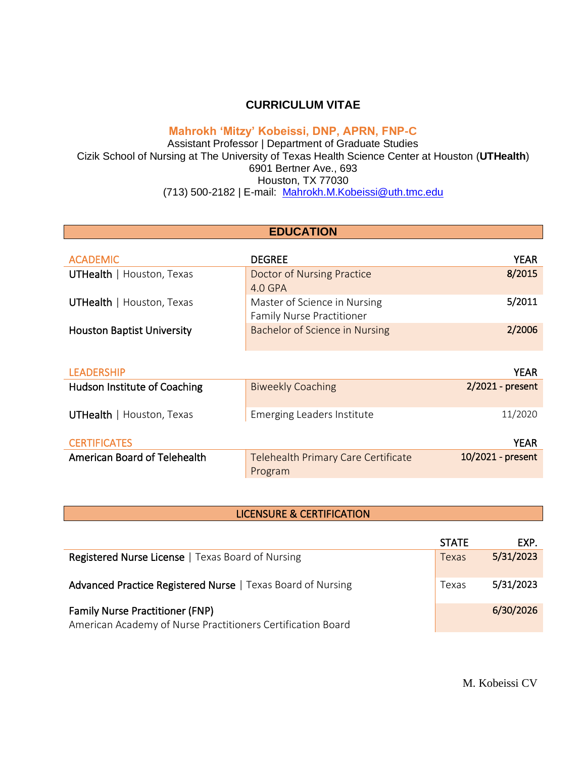# CURRICULUM VITAE

**Mahrokh 'Mitzy' Kobeissi, DNP, APRN, FNP-C**
Assistant Professor | Department of Graduate Studies
Cizik School of Nursing at The University of Texas Health Science Center at Houston (**UTHealth**)
6901 Bertner Ave., 693
Houston, TX 77030
(713) 500-2182 | E-mail: Mahrokh.M.Kobeissi@uth.tmc.edu

## EDUCATION

| ACADEMIC | DEGREE | YEAR |
|---|---|---|
| UTHealth \| Houston, Texas | Doctor of Nursing Practice<br>4.0 GPA | 8/2015 |
| UTHealth \| Houston, Texas | Master of Science in Nursing<br>Family Nurse Practitioner | 5/2011 |
| Houston Baptist University | Bachelor of Science in Nursing | 2/2006 |

| LEADERSHIP | | YEAR |
|---|---|---|
| Hudson Institute of Coaching | Biweekly Coaching | 2/2021 - present |
| UTHealth \| Houston, Texas | Emerging Leaders Institute | 11/2020 |

| CERTIFICATES | | YEAR |
|---|---|---|
| American Board of Telehealth | Telehealth Primary Care Certificate Program | 10/2021 - present |

## LICENSURE & CERTIFICATION

| | STATE | EXP. |
|---|---|---|
| Registered Nurse License \| Texas Board of Nursing | Texas | 5/31/2023 |
| Advanced Practice Registered Nurse \| Texas Board of Nursing | Texas | 5/31/2023 |
| Family Nurse Practitioner (FNP)<br>American Academy of Nurse Practitioners Certification Board | | 6/30/2026 |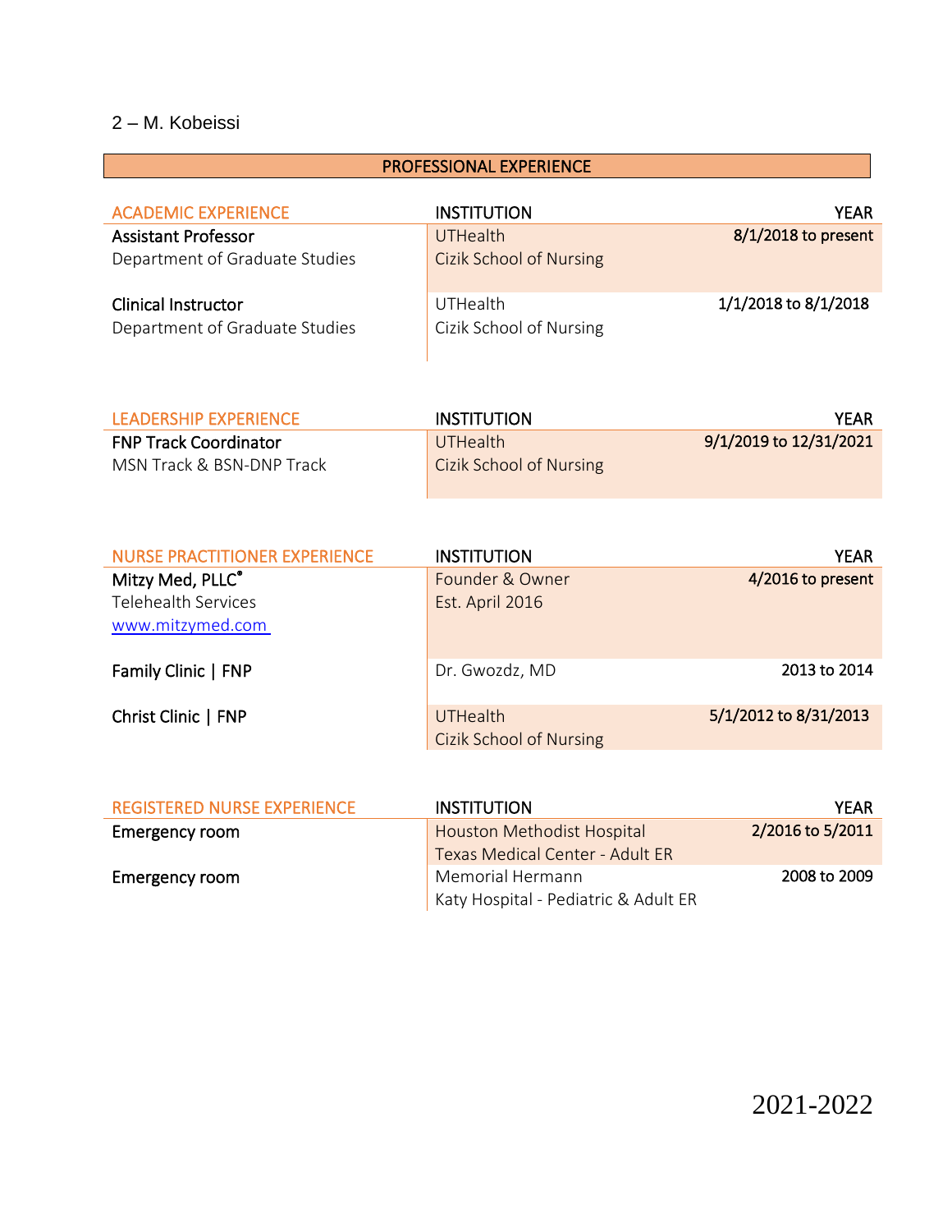## PROFESSIONAL EXPERIENCE

| ACADEMIC EXPERIENCE | INSTITUTION | YEAR |
|---|---|---|
| **Assistant Professor**<br>Department of Graduate Studies | UTHealth<br>Cizik School of Nursing | **8/1/2018 to present** |
| **Clinical Instructor**<br>Department of Graduate Studies | UTHealth<br>Cizik School of Nursing | **1/1/2018 to 8/1/2018** |

| LEADERSHIP EXPERIENCE | INSTITUTION | YEAR |
|---|---|---|
| **FNP Track Coordinator**<br>MSN Track & BSN-DNP Track | UTHealth<br>Cizik School of Nursing | **9/1/2019 to 12/31/2021** |

| NURSE PRACTITIONER EXPERIENCE | INSTITUTION | YEAR |
|---|---|---|
| **Mitzy Med, PLLC®**<br>Telehealth Services<br>www.mitzymed.com | Founder & Owner<br>Est. April 2016 | **4/2016 to present** |
| **Family Clinic \| FNP** | Dr. Gwozdz, MD | **2013 to 2014** |
| **Christ Clinic \| FNP** | UTHealth<br>Cizik School of Nursing | **5/1/2012 to 8/31/2013** |

| REGISTERED NURSE EXPERIENCE | INSTITUTION | YEAR |
|---|---|---|
| **Emergency room** | Houston Methodist Hospital<br>Texas Medical Center - Adult ER | **2/2016 to 5/2011** |
| **Emergency room** | Memorial Hermann<br>Katy Hospital - Pediatric & Adult ER | **2008 to 2009** |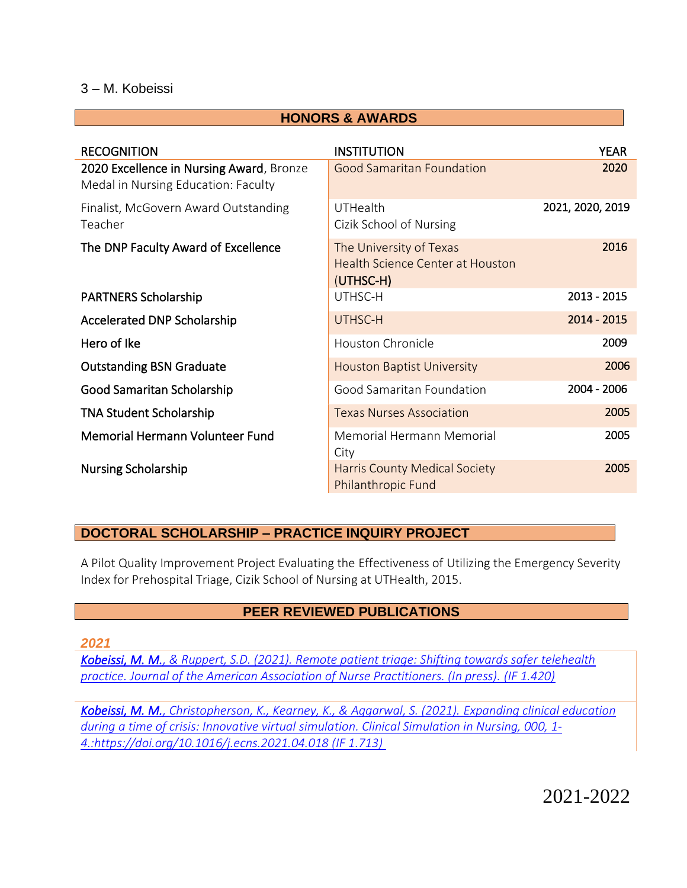## HONORS & AWARDS

| RECOGNITION | INSTITUTION | YEAR |
|---|---|---|
| **2020 Excellence in Nursing Award**, Bronze Medal in Nursing Education: Faculty | Good Samaritan Foundation | 2020 |
| Finalist, McGovern Award Outstanding Teacher | UTHealth Cizik School of Nursing | 2021, 2020, 2019 |
| The DNP Faculty Award of Excellence | The University of Texas Health Science Center at Houston (UTHSC-H) | 2016 |
| PARTNERS Scholarship | UTHSC-H | 2013 - 2015 |
| Accelerated DNP Scholarship | UTHSC-H | 2014 - 2015 |
| Hero of Ike | Houston Chronicle | 2009 |
| Outstanding BSN Graduate | Houston Baptist University | 2006 |
| Good Samaritan Scholarship | Good Samaritan Foundation | 2004 - 2006 |
| TNA Student Scholarship | Texas Nurses Association | 2005 |
| Memorial Hermann Volunteer Fund | Memorial Hermann Memorial City | 2005 |
| Nursing Scholarship | Harris County Medical Society Philanthropic Fund | 2005 |

## DOCTORAL SCHOLARSHIP – PRACTICE INQUIRY PROJECT

A Pilot Quality Improvement Project Evaluating the Effectiveness of Utilizing the Emergency Severity Index for Prehospital Triage, Cizik School of Nursing at UTHealth, 2015.

## PEER REVIEWED PUBLICATIONS

### *2021*

***Kobeissi, M. M.***, *& Ruppert, S.D. (2021). Remote patient triage: Shifting towards safer telehealth practice. Journal of the American Association of Nurse Practitioners. (In press). (IF 1.420)*

***Kobeissi, M. M.***, *Christopherson, K., Kearney, K., & Aggarwal, S. (2021). Expanding clinical education during a time of crisis: Innovative virtual simulation. Clinical Simulation in Nursing, 000, 1-4.:https://doi.org/10.1016/j.ecns.2021.04.018 (IF 1.713)*

2021-2022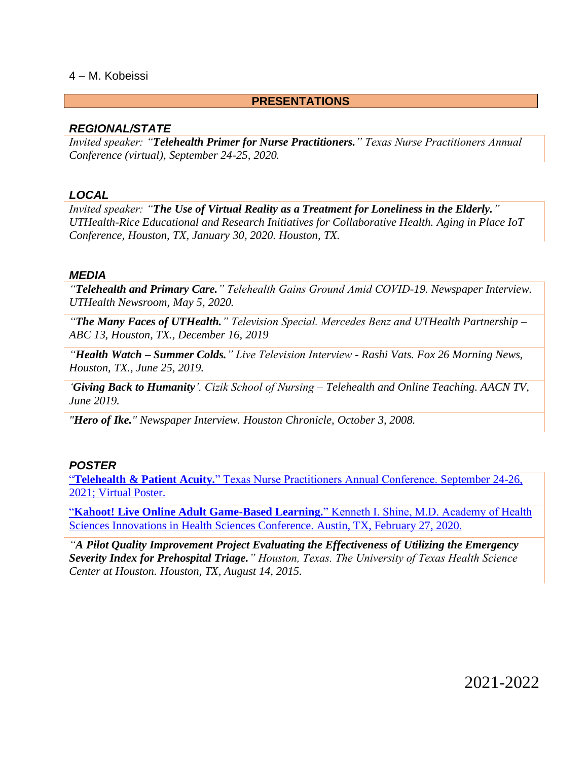## PRESENTATIONS

### *REGIONAL/STATE*

*Invited speaker: "**Telehealth Primer for Nurse Practitioners.**" Texas Nurse Practitioners Annual Conference (virtual), September 24-25, 2020.*

### *LOCAL*

*Invited speaker: "**The Use of Virtual Reality as a Treatment for Loneliness in the Elderly.**" UTHealth-Rice Educational and Research Initiatives for Collaborative Health. Aging in Place IoT Conference, Houston, TX, January 30, 2020. Houston, TX.*

### *MEDIA*

*"**Telehealth and Primary Care.**" Telehealth Gains Ground Amid COVID-19. Newspaper Interview. UTHealth Newsroom, May 5, 2020.*

*"**The Many Faces of UTHealth.**" Television Special. Mercedes Benz and UTHealth Partnership – ABC 13, Houston, TX., December 16, 2019*

*"**Health Watch – Summer Colds.**" Live Television Interview - Rashi Vats. Fox 26 Morning News, Houston, TX., June 25, 2019.*

*'**Giving Back to Humanity**'. Cizik School of Nursing – Telehealth and Online Teaching. AACN TV, June 2019.*

*"**Hero of Ike.**" Newspaper Interview. Houston Chronicle, October 3, 2008.*

### *POSTER*

"**Telehealth & Patient Acuity.**" Texas Nurse Practitioners Annual Conference. September 24-26, 2021; Virtual Poster.

"**Kahoot! Live Online Adult Game-Based Learning.**" Kenneth I. Shine, M.D. Academy of Health Sciences Innovations in Health Sciences Conference. Austin, TX, February 27, 2020.

*"**A Pilot Quality Improvement Project Evaluating the Effectiveness of Utilizing the Emergency Severity Index for Prehospital Triage.**" Houston, Texas. The University of Texas Health Science Center at Houston. Houston, TX, August 14, 2015.*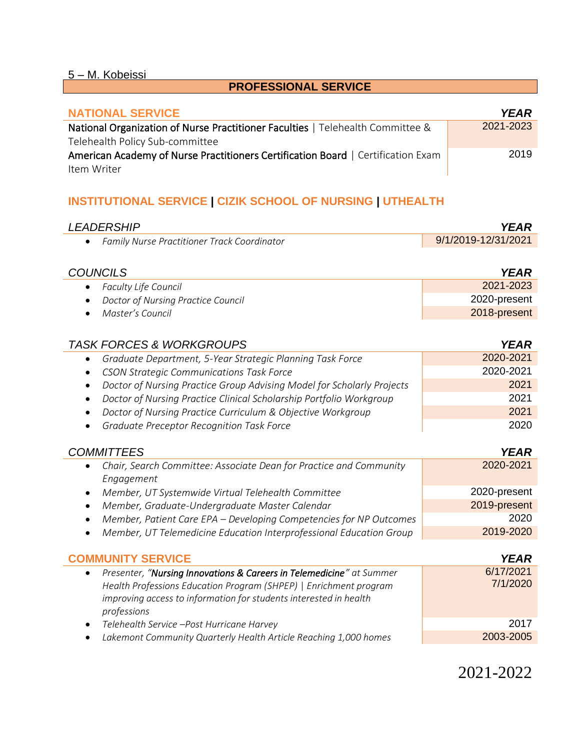## PROFESSIONAL SERVICE

| NATIONAL SERVICE | YEAR |
|---|---|
| **National Organization of Nurse Practitioner Faculties** \| Telehealth Committee & Telehealth Policy Sub-committee | 2021-2023 |
| **American Academy of Nurse Practitioners Certification Board** \| Certification Exam Item Writer | 2019 |

## INSTITUTIONAL SERVICE | CIZIK SCHOOL OF NURSING | UTHEALTH

| LEADERSHIP | YEAR |
|---|---|
| • *Family Nurse Practitioner Track Coordinator* | 9/1/2019-12/31/2021 |

| COUNCILS | YEAR |
|---|---|
| • *Faculty Life Council* | 2021-2023 |
| • *Doctor of Nursing Practice Council* | 2020-present |
| • *Master's Council* | 2018-present |

| TASK FORCES & WORKGROUPS | YEAR |
|---|---|
| • *Graduate Department, 5-Year Strategic Planning Task Force* | 2020-2021 |
| • *CSON Strategic Communications Task Force* | 2020-2021 |
| • *Doctor of Nursing Practice Group Advising Model for Scholarly Projects* | 2021 |
| • *Doctor of Nursing Practice Clinical Scholarship Portfolio Workgroup* | 2021 |
| • *Doctor of Nursing Practice Curriculum & Objective Workgroup* | 2021 |
| • *Graduate Preceptor Recognition Task Force* | 2020 |

| COMMITTEES | YEAR |
|---|---|
| • *Chair, Search Committee: Associate Dean for Practice and Community Engagement* | 2020-2021 |
| • *Member, UT Systemwide Virtual Telehealth Committee* | 2020-present |
| • *Member, Graduate-Undergraduate Master Calendar* | 2019-present |
| • *Member, Patient Care EPA – Developing Competencies for NP Outcomes* | 2020 |
| • *Member, UT Telemedicine Education Interprofessional Education Group* | 2019-2020 |

| COMMUNITY SERVICE | YEAR |
|---|---|
| • *Presenter, "**Nursing Innovations & Careers in Telemedicine**" at Summer Health Professions Education Program (SHPEP) \| Enrichment program improving access to information for students interested in health professions* | 6/17/2021<br>7/1/2020 |
| • *Telehealth Service –Post Hurricane Harvey* | 2017 |
| • *Lakemont Community Quarterly Health Article Reaching 1,000 homes* | 2003-2005 |

2021-2022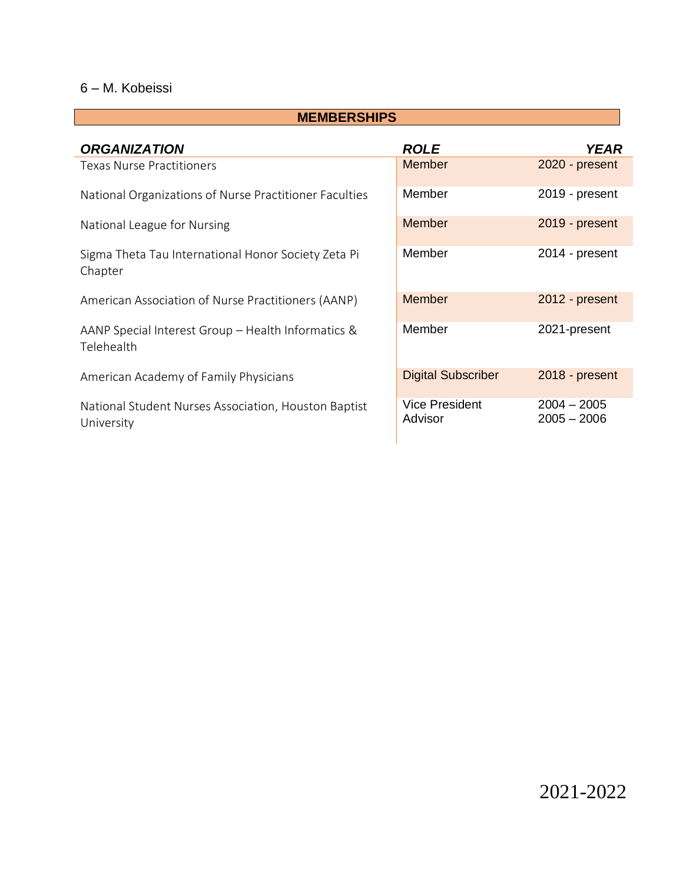## MEMBERSHIPS

| *ORGANIZATION* | *ROLE* | *YEAR* |
|---|---|---|
| Texas Nurse Practitioners | Member | 2020 - present |
| National Organizations of Nurse Practitioner Faculties | Member | 2019 - present |
| National League for Nursing | Member | 2019 - present |
| Sigma Theta Tau International Honor Society Zeta Pi Chapter | Member | 2014 - present |
| American Association of Nurse Practitioners (AANP) | Member | 2012 - present |
| AANP Special Interest Group – Health Informatics & Telehealth | Member | 2021-present |
| American Academy of Family Physicians | Digital Subscriber | 2018 - present |
| National Student Nurses Association, Houston Baptist University | Vice President<br>Advisor | 2004 – 2005<br>2005 – 2006 |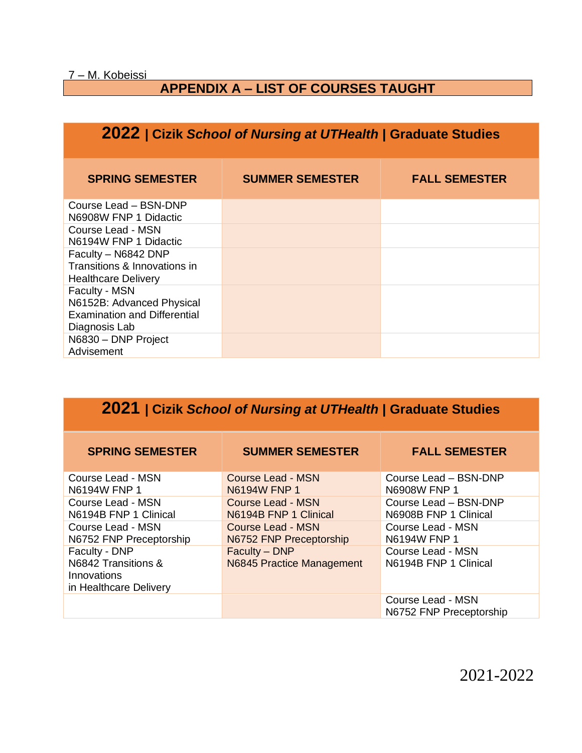## APPENDIX A – LIST OF COURSES TAUGHT

| **2022 \| Cizik *School of Nursing at UTHealth* \| Graduate Studies** | | |
|---|---|---|
| **SPRING SEMESTER** | **SUMMER SEMESTER** | **FALL SEMESTER** |
| Course Lead – BSN-DNP N6908W FNP 1 Didactic | | |
| Course Lead - MSN N6194W FNP 1 Didactic | | |
| Faculty – N6842 DNP Transitions & Innovations in Healthcare Delivery | | |
| Faculty - MSN N6152B: Advanced Physical Examination and Differential Diagnosis Lab | | |
| N6830 – DNP Project Advisement | | |

| **2021 \| Cizik *School of Nursing at UTHealth* \| Graduate Studies** | | |
|---|---|---|
| **SPRING SEMESTER** | **SUMMER SEMESTER** | **FALL SEMESTER** |
| Course Lead - MSN N6194W FNP 1 | Course Lead - MSN N6194W FNP 1 | Course Lead – BSN-DNP N6908W FNP 1 |
| Course Lead - MSN N6194B FNP 1 Clinical | Course Lead - MSN N6194B FNP 1 Clinical | Course Lead – BSN-DNP N6908B FNP 1 Clinical |
| Course Lead - MSN N6752 FNP Preceptorship | Course Lead - MSN N6752 FNP Preceptorship | Course Lead - MSN N6194W FNP 1 |
| Faculty - DNP N6842 Transitions & Innovations in Healthcare Delivery | Faculty – DNP N6845 Practice Management | Course Lead - MSN N6194B FNP 1 Clinical |
| | | Course Lead - MSN N6752 FNP Preceptorship |

2021-2022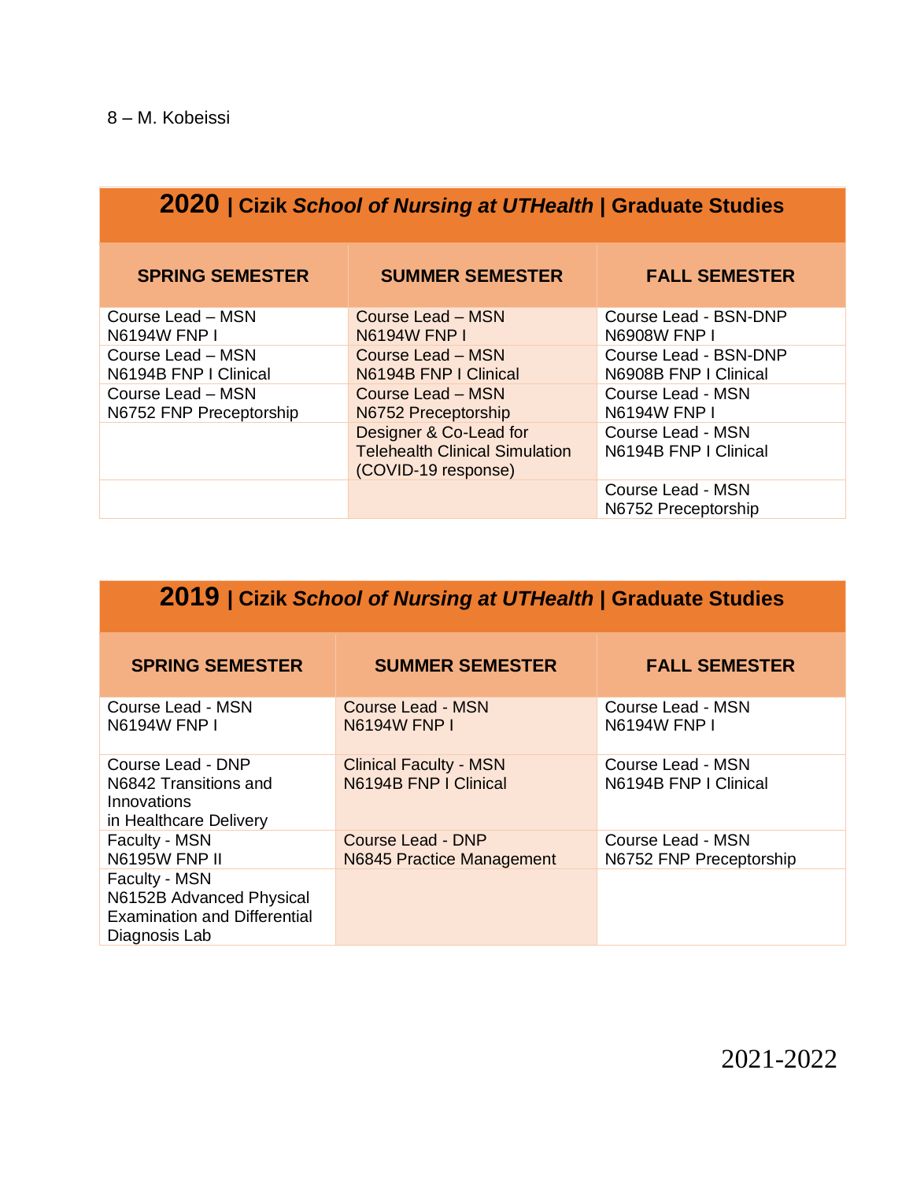## 2020 | Cizik *School of Nursing at UTHealth* | Graduate Studies

| SPRING SEMESTER | SUMMER SEMESTER | FALL SEMESTER |
|---|---|---|
| Course Lead – MSN N6194W FNP I | Course Lead – MSN N6194W FNP I | Course Lead - BSN-DNP N6908W FNP I |
| Course Lead – MSN N6194B FNP I Clinical | Course Lead – MSN N6194B FNP I Clinical | Course Lead - BSN-DNP N6908B FNP I Clinical |
| Course Lead – MSN N6752 FNP Preceptorship | Course Lead – MSN N6752 Preceptorship | Course Lead - MSN N6194W FNP I |
| | Designer & Co-Lead for Telehealth Clinical Simulation (COVID-19 response) | Course Lead - MSN N6194B FNP I Clinical |
| | | Course Lead - MSN N6752 Preceptorship |

## 2019 | Cizik *School of Nursing at UTHealth* | Graduate Studies

| SPRING SEMESTER | SUMMER SEMESTER | FALL SEMESTER |
|---|---|---|
| Course Lead - MSN N6194W FNP I | Course Lead - MSN N6194W FNP I | Course Lead - MSN N6194W FNP I |
| Course Lead - DNP N6842 Transitions and Innovations in Healthcare Delivery | Clinical Faculty - MSN N6194B FNP I Clinical | Course Lead - MSN N6194B FNP I Clinical |
| Faculty - MSN N6195W FNP II | Course Lead - DNP N6845 Practice Management | Course Lead - MSN N6752 FNP Preceptorship |
| Faculty - MSN N6152B Advanced Physical Examination and Differential Diagnosis Lab | | |

2021-2022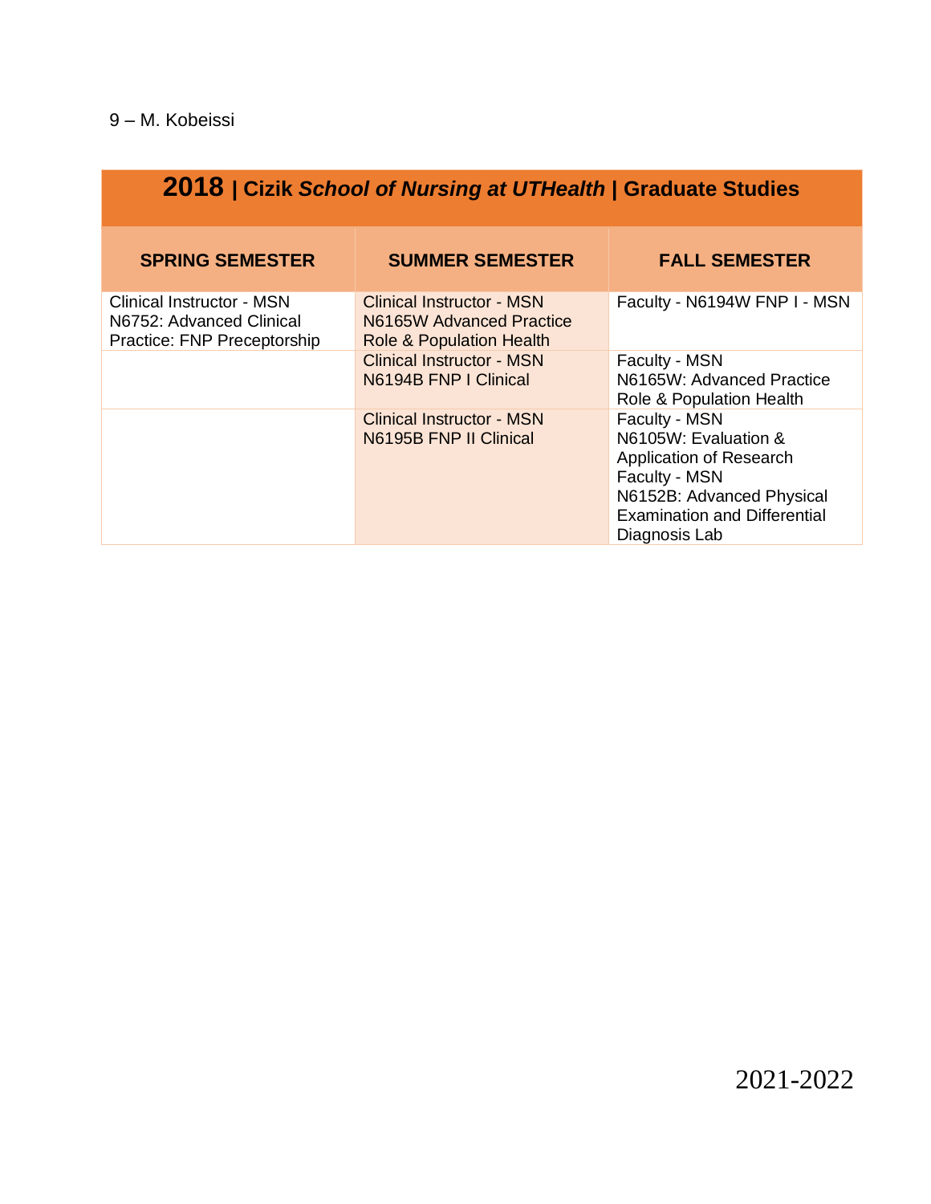| 2018 \| Cizik *School of Nursing at UTHealth* \| Graduate Studies | | |
|---|---|---|
| **SPRING SEMESTER** | **SUMMER SEMESTER** | **FALL SEMESTER** |
| Clinical Instructor - MSN N6752: Advanced Clinical Practice: FNP Preceptorship | Clinical Instructor - MSN N6165W Advanced Practice Role & Population Health | Faculty - N6194W FNP I - MSN |
| | Clinical Instructor - MSN N6194B FNP I Clinical | Faculty - MSN N6165W: Advanced Practice Role & Population Health |
| | Clinical Instructor - MSN N6195B FNP II Clinical | Faculty - MSN N6105W: Evaluation & Application of Research<br>Faculty - MSN N6152B: Advanced Physical Examination and Differential Diagnosis Lab |

2021-2022